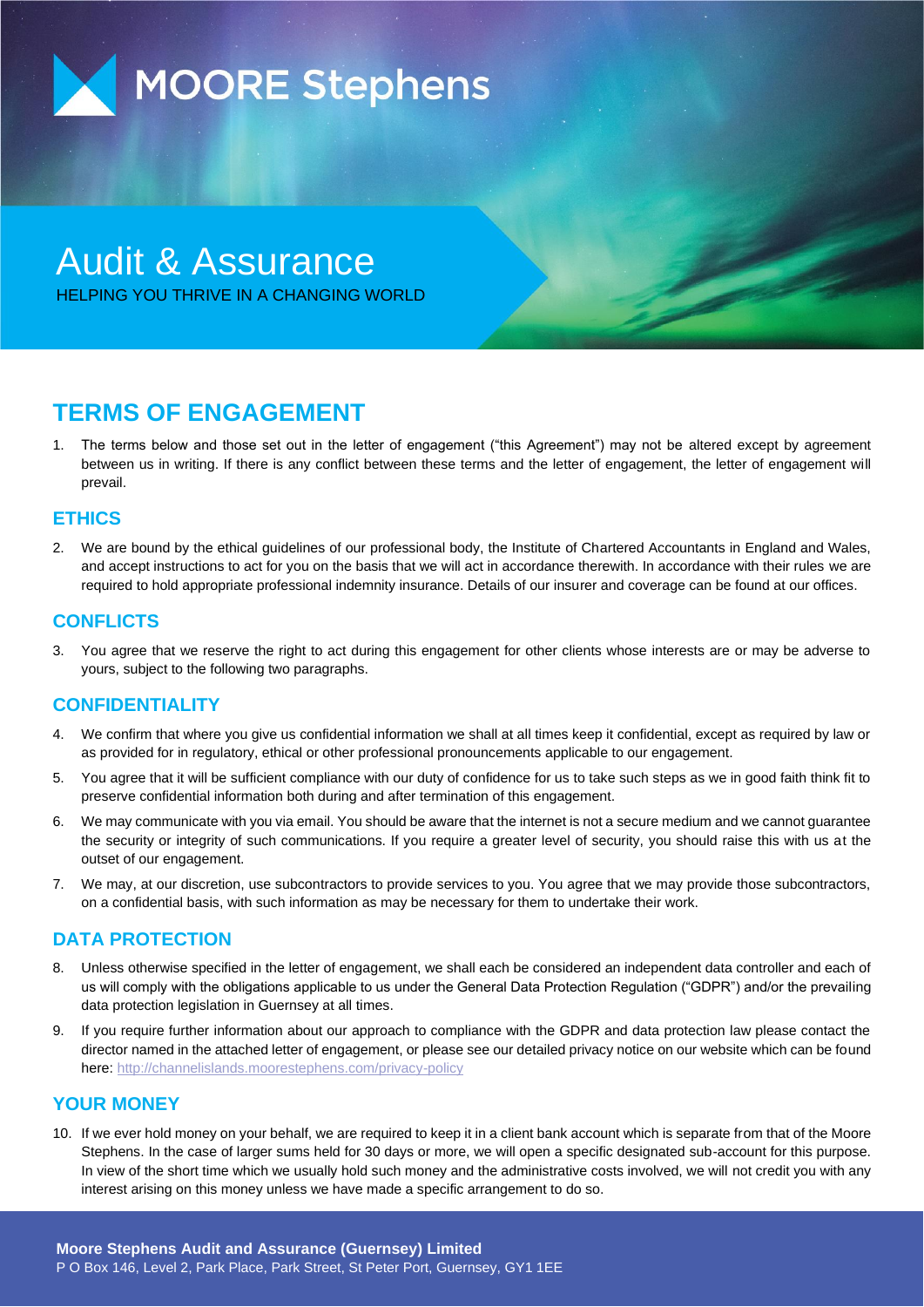# MOORE Stephens

## Audit & Assurance

HELPING YOU THRIVE IN A CHANGING WORLD

## TERMS OF ENGAGEMENT

1. The terms below and those set out in the letter of engagement ("this Agreement") may not be altered except by agreement between us in writing. If there is any conflict between these terms and the letter of engagement, the letter of engagement will prevail.

### ETHICS

2. We are bound by the ethical guidelines of our professional body, the Institute of Chartered Accountants in England and Wales, and accept instructions to act for you on the basis that we will act in accordance therewith. In accordance with their rules we are required to hold appropriate professional indemnity insurance. Details of our insurer and coverage can be found at our offices.

### CONFLICTS

3. You agree that we reserve the right to act during this engagement for other clients whose interests are or may be adverse to yours, subject to the following two paragraphs.

### CONFIDENTIALITY

4. We confirm that where you give us confidential information we shall at all times keep it confidential, except as required by law or as provided for in regulatory, ethical or other professional pronouncements applicable to our engagement.
5. You agree that it will be sufficient compliance with our duty of confidence for us to take such steps as we in good faith think fit to preserve confidential information both during and after termination of this engagement.
6. We may communicate with you via email. You should be aware that the internet is not a secure medium and we cannot guarantee the security or integrity of such communications. If you require a greater level of security, you should raise this with us at the outset of our engagement.
7. We may, at our discretion, use subcontractors to provide services to you. You agree that we may provide those subcontractors, on a confidential basis, with such information as may be necessary for them to undertake their work.

### DATA PROTECTION

8. Unless otherwise specified in the letter of engagement, we shall each be considered an independent data controller and each of us will comply with the obligations applicable to us under the General Data Protection Regulation ("GDPR") and/or the prevailing data protection legislation in Guernsey at all times.
9. If you require further information about our approach to compliance with the GDPR and data protection law please contact the director named in the attached letter of engagement, or please see our detailed privacy notice on our website which can be found here: http://channelislands.moorestephens.com/privacy-policy

### YOUR MONEY

10. If we ever hold money on your behalf, we are required to keep it in a client bank account which is separate from that of the Moore Stephens. In the case of larger sums held for 30 days or more, we will open a specific designated sub-account for this purpose. In view of the short time which we usually hold such money and the administrative costs involved, we will not credit you with any interest arising on this money unless we have made a specific arrangement to do so.

**Moore Stephens Audit and Assurance (Guernsey) Limited**
P O Box 146, Level 2, Park Place, Park Street, St Peter Port, Guernsey, GY1 1EE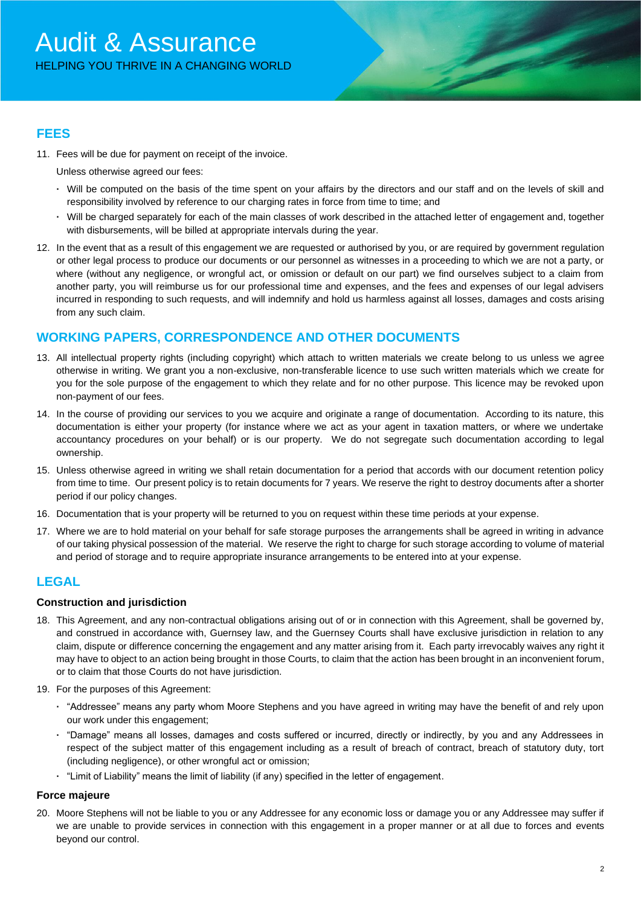# Audit & Assurance

HELPING YOU THRIVE IN A CHANGING WORLD

## FEES

11. Fees will be due for payment on receipt of the invoice.

    Unless otherwise agreed our fees:

    - Will be computed on the basis of the time spent on your affairs by the directors and our staff and on the levels of skill and responsibility involved by reference to our charging rates in force from time to time; and
    - Will be charged separately for each of the main classes of work described in the attached letter of engagement and, together with disbursements, will be billed at appropriate intervals during the year.

12. In the event that as a result of this engagement we are requested or authorised by you, or are required by government regulation or other legal process to produce our documents or our personnel as witnesses in a proceeding to which we are not a party, or where (without any negligence, or wrongful act, or omission or default on our part) we find ourselves subject to a claim from another party, you will reimburse us for our professional time and expenses, and the fees and expenses of our legal advisers incurred in responding to such requests, and will indemnify and hold us harmless against all losses, damages and costs arising from any such claim.

## WORKING PAPERS, CORRESPONDENCE AND OTHER DOCUMENTS

13. All intellectual property rights (including copyright) which attach to written materials we create belong to us unless we agree otherwise in writing. We grant you a non-exclusive, non-transferable licence to use such written materials which we create for you for the sole purpose of the engagement to which they relate and for no other purpose. This licence may be revoked upon non-payment of our fees.

14. In the course of providing our services to you we acquire and originate a range of documentation. According to its nature, this documentation is either your property (for instance where we act as your agent in taxation matters, or where we undertake accountancy procedures on your behalf) or is our property. We do not segregate such documentation according to legal ownership.

15. Unless otherwise agreed in writing we shall retain documentation for a period that accords with our document retention policy from time to time. Our present policy is to retain documents for 7 years. We reserve the right to destroy documents after a shorter period if our policy changes.

16. Documentation that is your property will be returned to you on request within these time periods at your expense.

17. Where we are to hold material on your behalf for safe storage purposes the arrangements shall be agreed in writing in advance of our taking physical possession of the material. We reserve the right to charge for such storage according to volume of material and period of storage and to require appropriate insurance arrangements to be entered into at your expense.

## LEGAL

### Construction and jurisdiction

18. This Agreement, and any non-contractual obligations arising out of or in connection with this Agreement, shall be governed by, and construed in accordance with, Guernsey law, and the Guernsey Courts shall have exclusive jurisdiction in relation to any claim, dispute or difference concerning the engagement and any matter arising from it. Each party irrevocably waives any right it may have to object to an action being brought in those Courts, to claim that the action has been brought in an inconvenient forum, or to claim that those Courts do not have jurisdiction.

19. For the purposes of this Agreement:

    - "Addressee" means any party whom Moore Stephens and you have agreed in writing may have the benefit of and rely upon our work under this engagement;
    - "Damage" means all losses, damages and costs suffered or incurred, directly or indirectly, by you and any Addressees in respect of the subject matter of this engagement including as a result of breach of contract, breach of statutory duty, tort (including negligence), or other wrongful act or omission;
    - "Limit of Liability" means the limit of liability (if any) specified in the letter of engagement.

### Force majeure

20. Moore Stephens will not be liable to you or any Addressee for any economic loss or damage you or any Addressee may suffer if we are unable to provide services in connection with this engagement in a proper manner or at all due to forces and events beyond our control.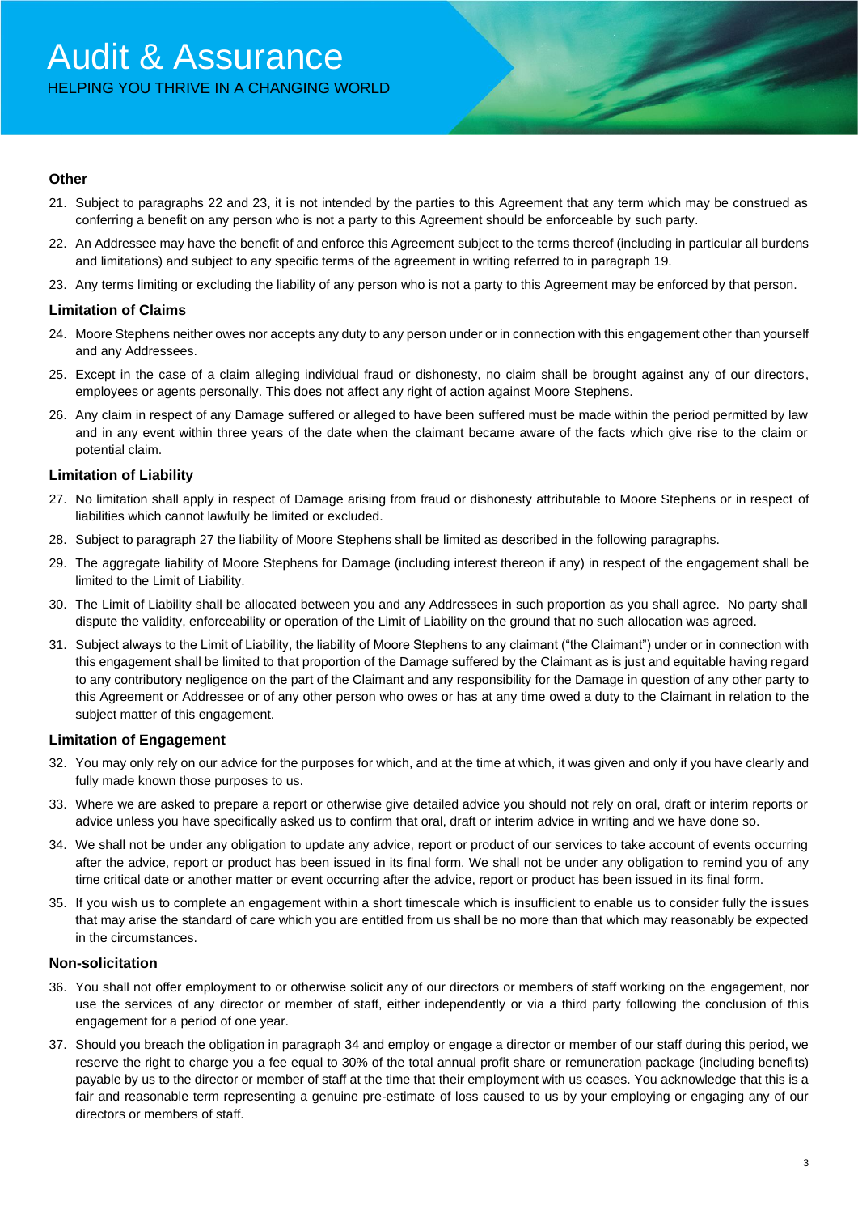# Audit & Assurance

HELPING YOU THRIVE IN A CHANGING WORLD

### Other

21. Subject to paragraphs 22 and 23, it is not intended by the parties to this Agreement that any term which may be construed as conferring a benefit on any person who is not a party to this Agreement should be enforceable by such party.
22. An Addressee may have the benefit of and enforce this Agreement subject to the terms thereof (including in particular all burdens and limitations) and subject to any specific terms of the agreement in writing referred to in paragraph 19.
23. Any terms limiting or excluding the liability of any person who is not a party to this Agreement may be enforced by that person.

### Limitation of Claims

24. Moore Stephens neither owes nor accepts any duty to any person under or in connection with this engagement other than yourself and any Addressees.
25. Except in the case of a claim alleging individual fraud or dishonesty, no claim shall be brought against any of our directors, employees or agents personally. This does not affect any right of action against Moore Stephens.
26. Any claim in respect of any Damage suffered or alleged to have been suffered must be made within the period permitted by law and in any event within three years of the date when the claimant became aware of the facts which give rise to the claim or potential claim.

### Limitation of Liability

27. No limitation shall apply in respect of Damage arising from fraud or dishonesty attributable to Moore Stephens or in respect of liabilities which cannot lawfully be limited or excluded.
28. Subject to paragraph 27 the liability of Moore Stephens shall be limited as described in the following paragraphs.
29. The aggregate liability of Moore Stephens for Damage (including interest thereon if any) in respect of the engagement shall be limited to the Limit of Liability.
30. The Limit of Liability shall be allocated between you and any Addressees in such proportion as you shall agree. No party shall dispute the validity, enforceability or operation of the Limit of Liability on the ground that no such allocation was agreed.
31. Subject always to the Limit of Liability, the liability of Moore Stephens to any claimant ("the Claimant") under or in connection with this engagement shall be limited to that proportion of the Damage suffered by the Claimant as is just and equitable having regard to any contributory negligence on the part of the Claimant and any responsibility for the Damage in question of any other party to this Agreement or Addressee or of any other person who owes or has at any time owed a duty to the Claimant in relation to the subject matter of this engagement.

### Limitation of Engagement

32. You may only rely on our advice for the purposes for which, and at the time at which, it was given and only if you have clearly and fully made known those purposes to us.
33. Where we are asked to prepare a report or otherwise give detailed advice you should not rely on oral, draft or interim reports or advice unless you have specifically asked us to confirm that oral, draft or interim advice in writing and we have done so.
34. We shall not be under any obligation to update any advice, report or product of our services to take account of events occurring after the advice, report or product has been issued in its final form. We shall not be under any obligation to remind you of any time critical date or another matter or event occurring after the advice, report or product has been issued in its final form.
35. If you wish us to complete an engagement within a short timescale which is insufficient to enable us to consider fully the issues that may arise the standard of care which you are entitled from us shall be no more than that which may reasonably be expected in the circumstances.

### Non-solicitation

36. You shall not offer employment to or otherwise solicit any of our directors or members of staff working on the engagement, nor use the services of any director or member of staff, either independently or via a third party following the conclusion of this engagement for a period of one year.
37. Should you breach the obligation in paragraph 34 and employ or engage a director or member of our staff during this period, we reserve the right to charge you a fee equal to 30% of the total annual profit share or remuneration package (including benefits) payable by us to the director or member of staff at the time that their employment with us ceases. You acknowledge that this is a fair and reasonable term representing a genuine pre-estimate of loss caused to us by your employing or engaging any of our directors or members of staff.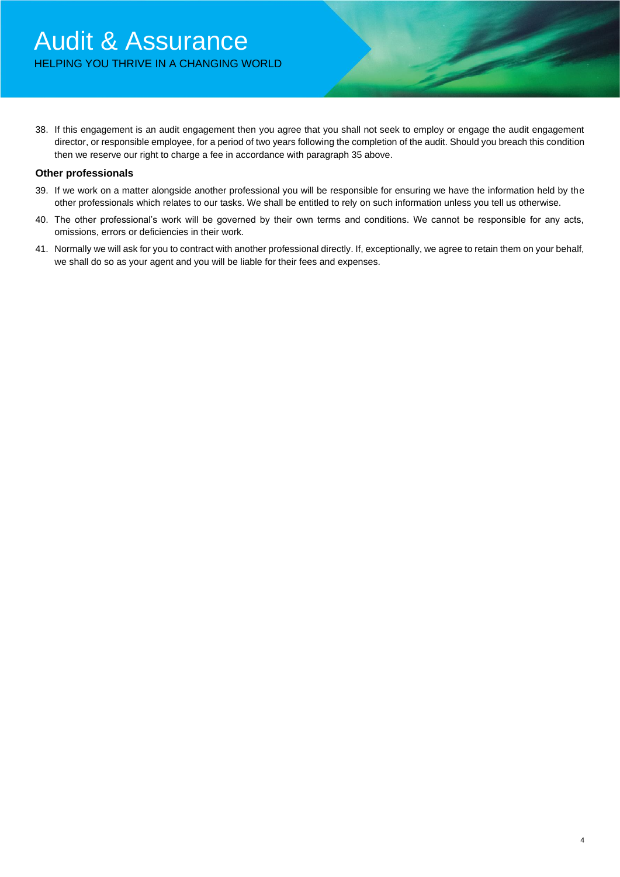38. If this engagement is an audit engagement then you agree that you shall not seek to employ or engage the audit engagement director, or responsible employee, for a period of two years following the completion of the audit. Should you breach this condition then we reserve our right to charge a fee in accordance with paragraph 35 above.

**Other professionals**

39. If we work on a matter alongside another professional you will be responsible for ensuring we have the information held by the other professionals which relates to our tasks. We shall be entitled to rely on such information unless you tell us otherwise.
40. The other professional's work will be governed by their own terms and conditions. We cannot be responsible for any acts, omissions, errors or deficiencies in their work.
41. Normally we will ask for you to contract with another professional directly. If, exceptionally, we agree to retain them on your behalf, we shall do so as your agent and you will be liable for their fees and expenses.